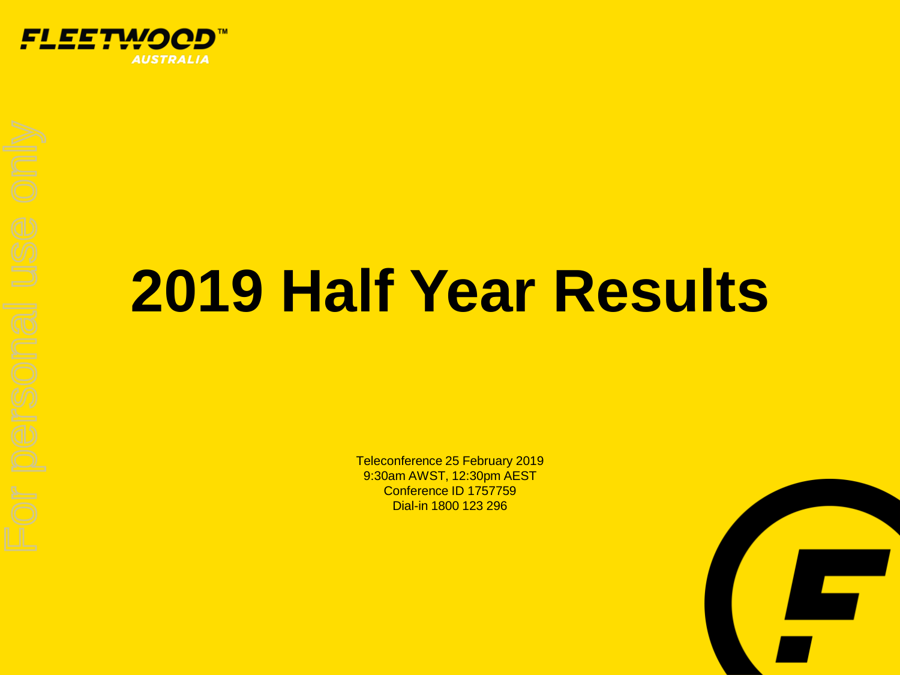FLEETWOOD™ AUSTRALIA

# 2019 Half Year Results

Teleconference 25 February 2019
9:30am AWST, 12:30pm AEST
Conference ID 1757759
Dial-in 1800 123 296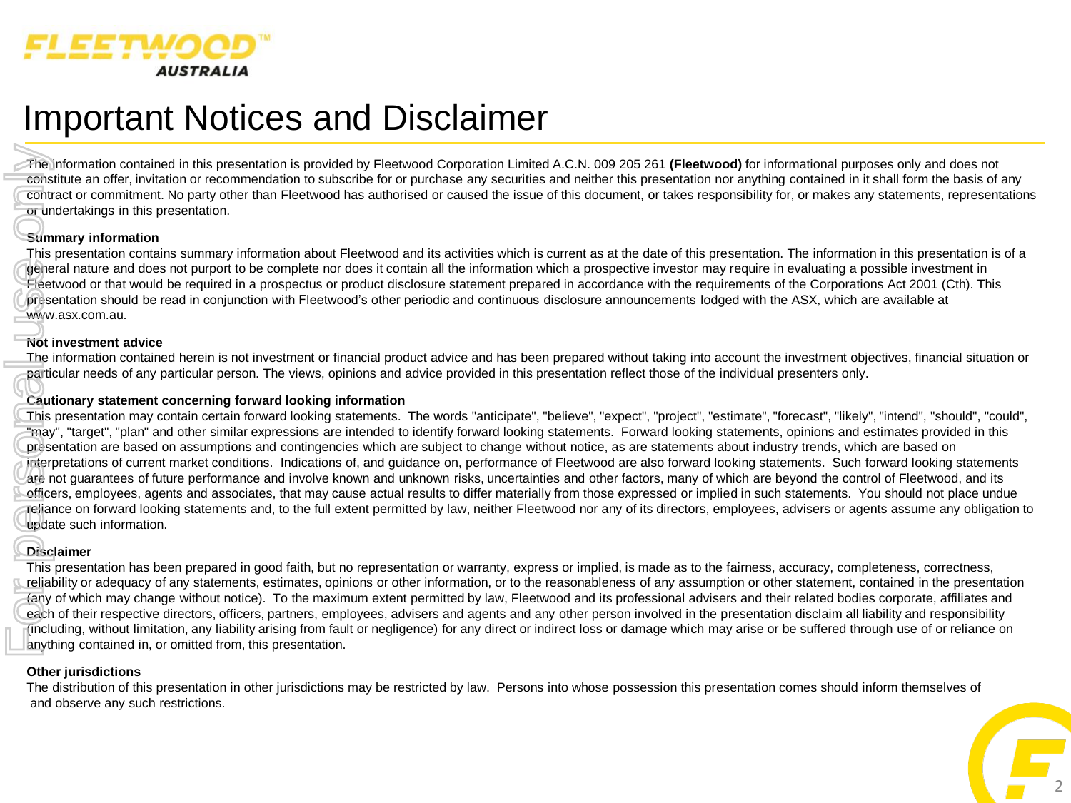# Important Notices and Disclaimer

The information contained in this presentation is provided by Fleetwood Corporation Limited A.C.N. 009 205 261 **(Fleetwood)** for informational purposes only and does not constitute an offer, invitation or recommendation to subscribe for or purchase any securities and neither this presentation nor anything contained in it shall form the basis of any contract or commitment. No party other than Fleetwood has authorised or caused the issue of this document, or takes responsibility for, or makes any statements, representations or undertakings in this presentation.

**Summary information**

This presentation contains summary information about Fleetwood and its activities which is current as at the date of this presentation. The information in this presentation is of a general nature and does not purport to be complete nor does it contain all the information which a prospective investor may require in evaluating a possible investment in Fleetwood or that would be required in a prospectus or product disclosure statement prepared in accordance with the requirements of the Corporations Act 2001 (Cth). This presentation should be read in conjunction with Fleetwood's other periodic and continuous disclosure announcements lodged with the ASX, which are available at www.asx.com.au.

**Not investment advice**

The information contained herein is not investment or financial product advice and has been prepared without taking into account the investment objectives, financial situation or particular needs of any particular person. The views, opinions and advice provided in this presentation reflect those of the individual presenters only.

**Cautionary statement concerning forward looking information**

This presentation may contain certain forward looking statements. The words "anticipate", "believe", "expect", "project", "estimate", "forecast", "likely", "intend", "should", "could", "may", "target", "plan" and other similar expressions are intended to identify forward looking statements. Forward looking statements, opinions and estimates provided in this presentation are based on assumptions and contingencies which are subject to change without notice, as are statements about industry trends, which are based on interpretations of current market conditions. Indications of, and guidance on, performance of Fleetwood are also forward looking statements. Such forward looking statements are not guarantees of future performance and involve known and unknown risks, uncertainties and other factors, many of which are beyond the control of Fleetwood, and its officers, employees, agents and associates, that may cause actual results to differ materially from those expressed or implied in such statements. You should not place undue reliance on forward looking statements and, to the full extent permitted by law, neither Fleetwood nor any of its directors, employees, advisers or agents assume any obligation to update such information.

**Disclaimer**

This presentation has been prepared in good faith, but no representation or warranty, express or implied, is made as to the fairness, accuracy, completeness, correctness, reliability or adequacy of any statements, estimates, opinions or other information, or to the reasonableness of any assumption or other statement, contained in the presentation (any of which may change without notice). To the maximum extent permitted by law, Fleetwood and its professional advisers and their related bodies corporate, affiliates and each of their respective directors, officers, partners, employees, advisers and agents and any other person involved in the presentation disclaim all liability and responsibility (including, without limitation, any liability arising from fault or negligence) for any direct or indirect loss or damage which may arise or be suffered through use of or reliance on anything contained in, or omitted from, this presentation.

**Other jurisdictions**

The distribution of this presentation in other jurisdictions may be restricted by law. Persons into whose possession this presentation comes should inform themselves of and observe any such restrictions.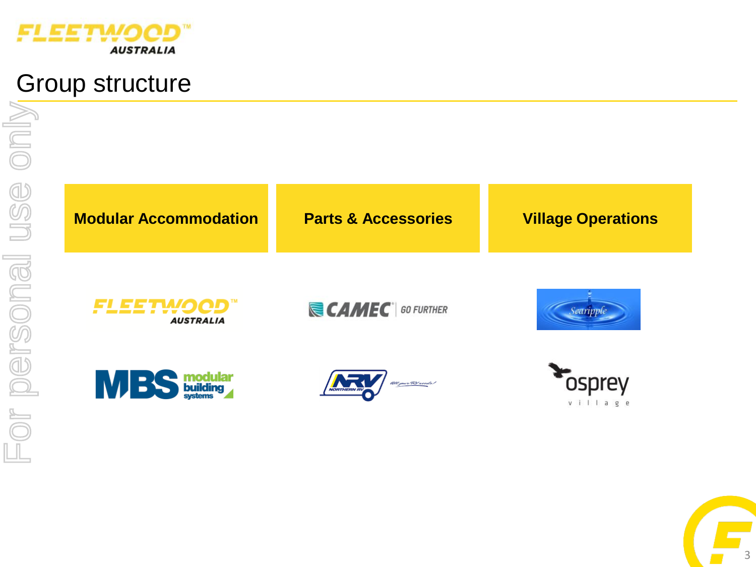# Group structure

| Modular Accommodation | Parts & Accessories | Village Operations |
|---|---|---|
| Fleetwood Australia | Camec | Searipple |
| MBS modular building systems | NRV Northern RV | Osprey village |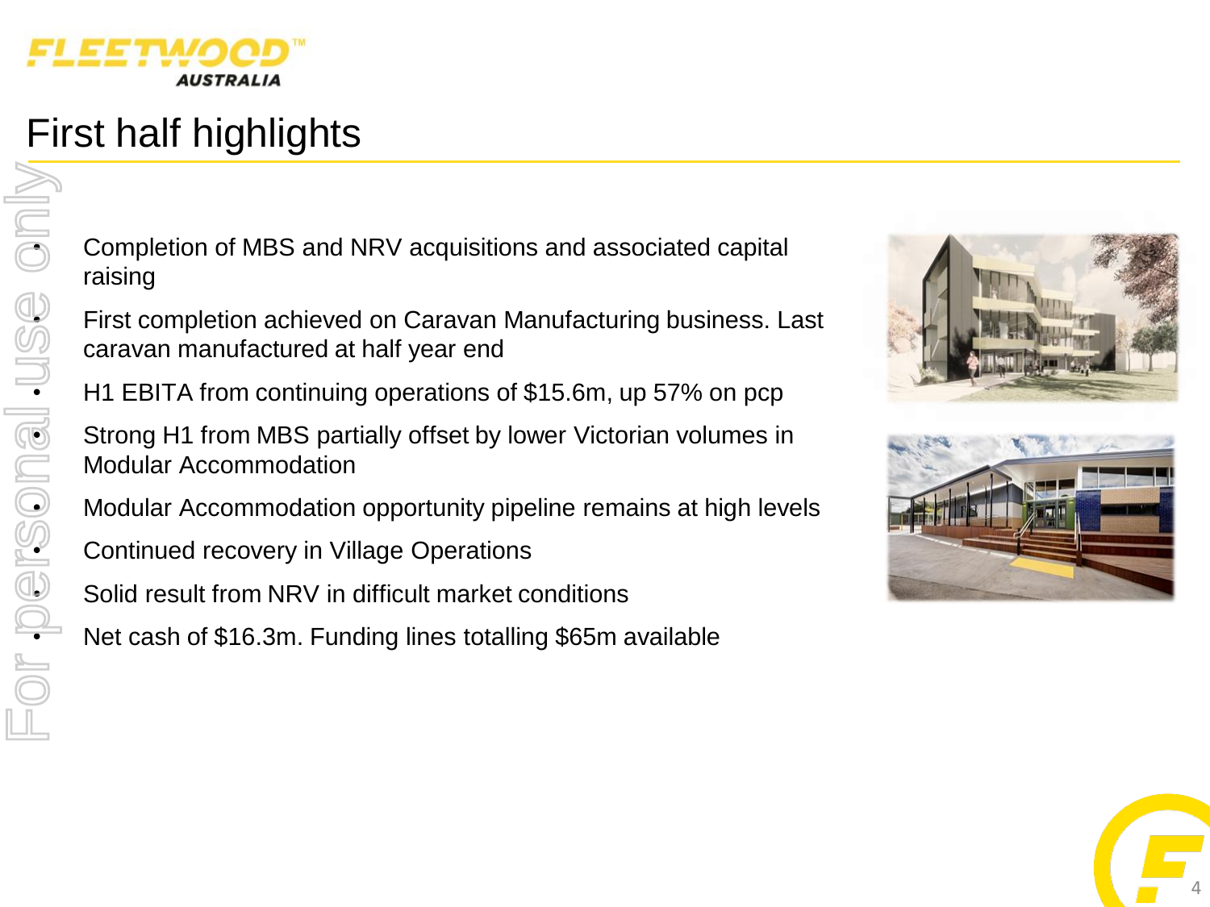# First half highlights

- Completion of MBS and NRV acquisitions and associated capital raising
- First completion achieved on Caravan Manufacturing business. Last caravan manufactured at half year end
- H1 EBITA from continuing operations of $15.6m, up 57% on pcp
- Strong H1 from MBS partially offset by lower Victorian volumes in Modular Accommodation
- Modular Accommodation opportunity pipeline remains at high levels
- Continued recovery in Village Operations
- Solid result from NRV in difficult market conditions
- Net cash of $16.3m. Funding lines totalling $65m available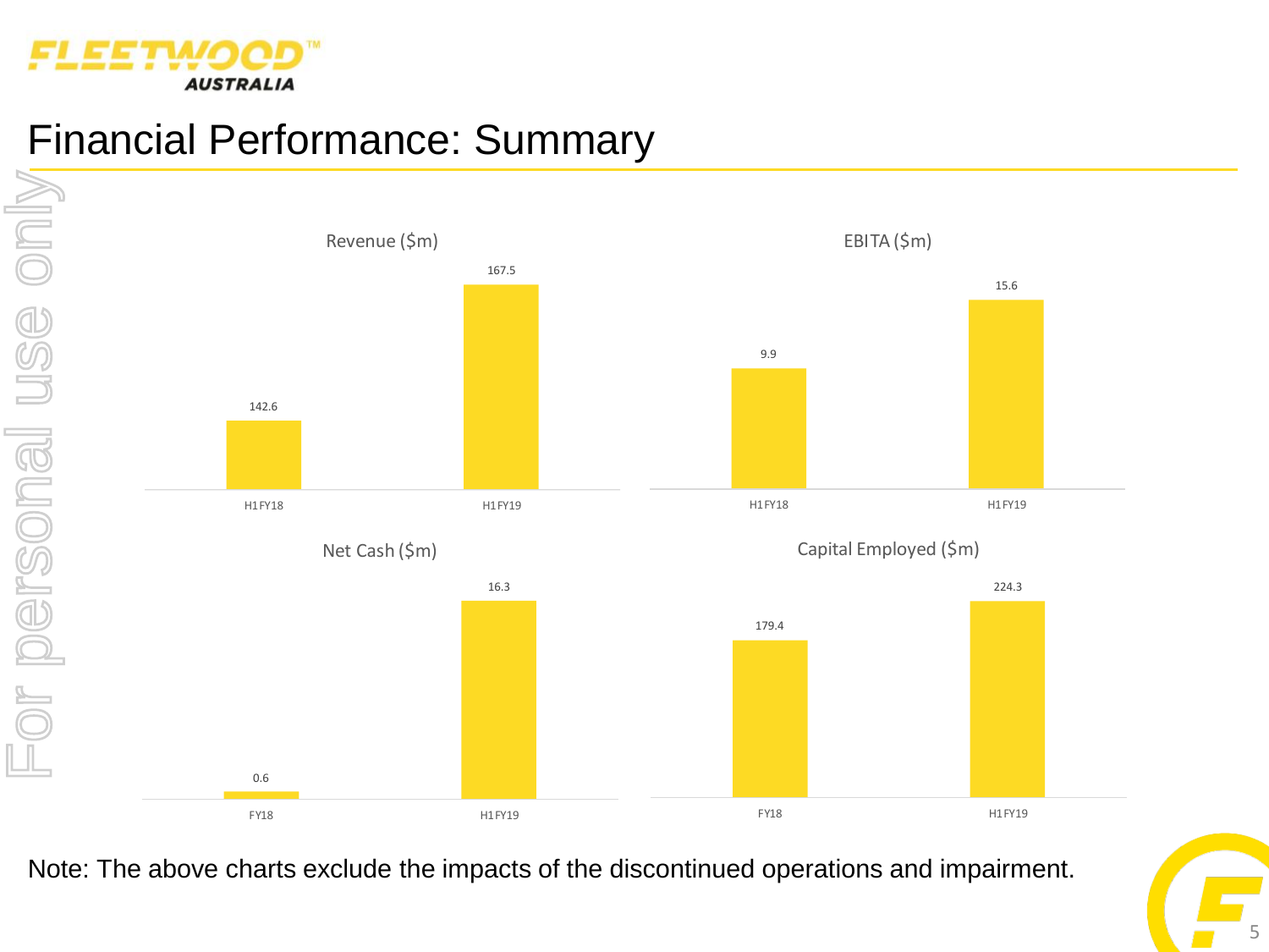# Financial Performance: Summary

**Revenue ($m)**

| | H1 FY18 | H1 FY19 |
|---|---|---|
| Revenue ($m) | 142.6 | 167.5 |

**EBITA ($m)**

| | H1 FY18 | H1 FY19 |
|---|---|---|
| EBITA ($m) | 9.9 | 15.6 |

**Net Cash ($m)**

| | FY18 | H1 FY19 |
|---|---|---|
| Net Cash ($m) | 0.6 | 16.3 |

**Capital Employed ($m)**

| | FY18 | H1 FY19 |
|---|---|---|
| Capital Employed ($m) | 179.4 | 224.3 |

Note: The above charts exclude the impacts of the discontinued operations and impairment.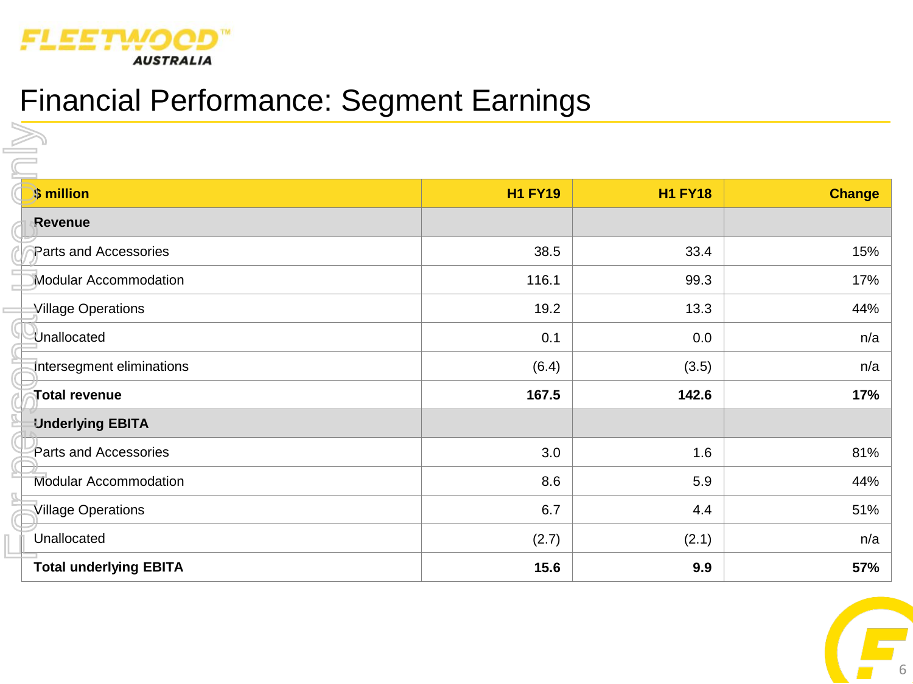# Financial Performance: Segment Earnings

| $ million | H1 FY19 | H1 FY18 | Change |
|---|---|---|---|
| **Revenue** | | | |
| Parts and Accessories | 38.5 | 33.4 | 15% |
| Modular Accommodation | 116.1 | 99.3 | 17% |
| Village Operations | 19.2 | 13.3 | 44% |
| Unallocated | 0.1 | 0.0 | n/a |
| Intersegment eliminations | (6.4) | (3.5) | n/a |
| **Total revenue** | **167.5** | **142.6** | **17%** |
| **Underlying EBITA** | | | |
| Parts and Accessories | 3.0 | 1.6 | 81% |
| Modular Accommodation | 8.6 | 5.9 | 44% |
| Village Operations | 6.7 | 4.4 | 51% |
| Unallocated | (2.7) | (2.1) | n/a |
| **Total underlying EBITA** | **15.6** | **9.9** | **57%** |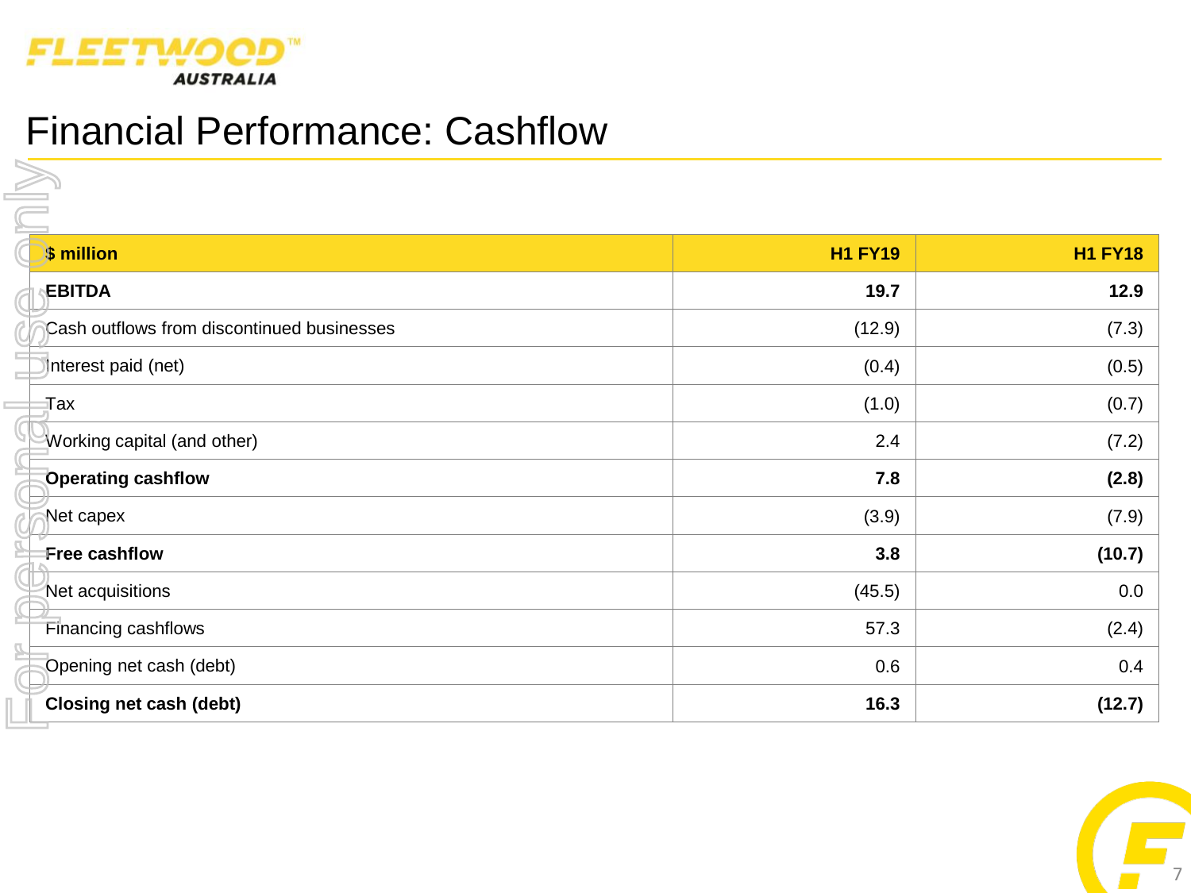# Financial Performance: Cashflow

| $ million | H1 FY19 | H1 FY18 |
|---|---|---|
| **EBITDA** | **19.7** | **12.9** |
| Cash outflows from discontinued businesses | (12.9) | (7.3) |
| Interest paid (net) | (0.4) | (0.5) |
| Tax | (1.0) | (0.7) |
| Working capital (and other) | 2.4 | (7.2) |
| **Operating cashflow** | **7.8** | **(2.8)** |
| Net capex | (3.9) | (7.9) |
| **Free cashflow** | **3.8** | **(10.7)** |
| Net acquisitions | (45.5) | 0.0 |
| Financing cashflows | 57.3 | (2.4) |
| Opening net cash (debt) | 0.6 | 0.4 |
| **Closing net cash (debt)** | **16.3** | **(12.7)** |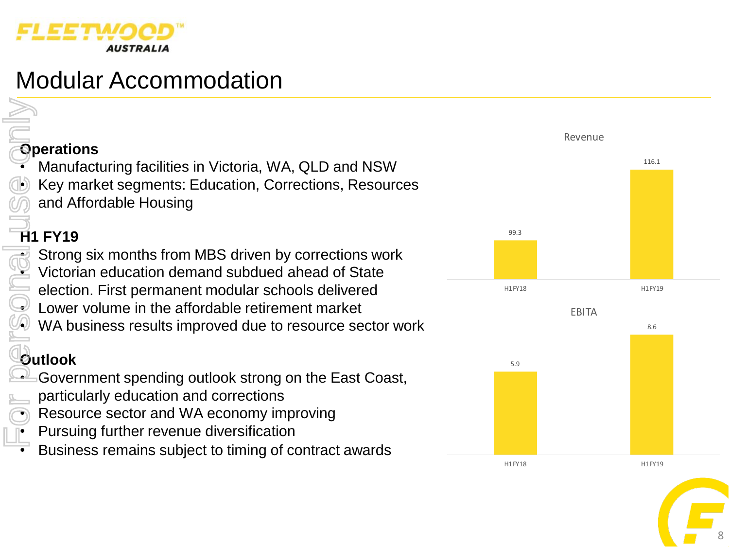# Modular Accommodation

**Operations**

- Manufacturing facilities in Victoria, WA, QLD and NSW
- Key market segments: Education, Corrections, Resources and Affordable Housing

**H1 FY19**

- Strong six months from MBS driven by corrections work
- Victorian education demand subdued ahead of State election. First permanent modular schools delivered
- Lower volume in the affordable retirement market
- WA business results improved due to resource sector work

**Outlook**

- Government spending outlook strong on the East Coast, particularly education and corrections
- Resource sector and WA economy improving
- Pursuing further revenue diversification
- Business remains subject to timing of contract awards

Revenue

| | H1 FY18 | H1 FY19 |
|---|---|---|
| Revenue | 99.3 | 116.1 |

EBITA

| | H1 FY18 | H1 FY19 |
|---|---|---|
| EBITA | 5.9 | 8.6 |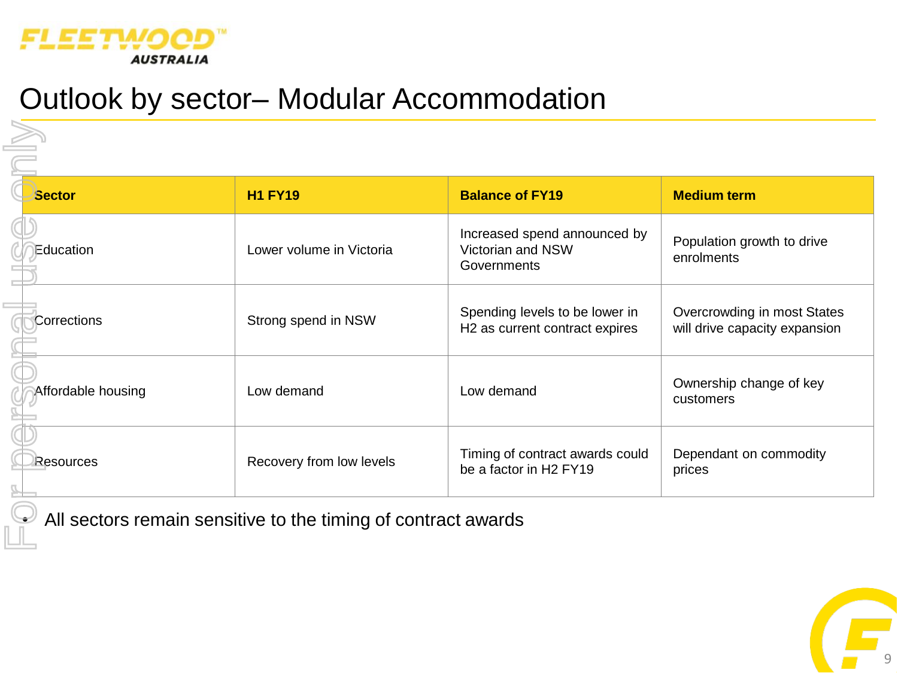# Outlook by sector– Modular Accommodation

| Sector | H1 FY19 | Balance of FY19 | Medium term |
|---|---|---|---|
| Education | Lower volume in Victoria | Increased spend announced by Victorian and NSW Governments | Population growth to drive enrolments |
| Corrections | Strong spend in NSW | Spending levels to be lower in H2 as current contract expires | Overcrowding in most States will drive capacity expansion |
| Affordable housing | Low demand | Low demand | Ownership change of key customers |
| Resources | Recovery from low levels | Timing of contract awards could be a factor in H2 FY19 | Dependant on commodity prices |

- All sectors remain sensitive to the timing of contract awards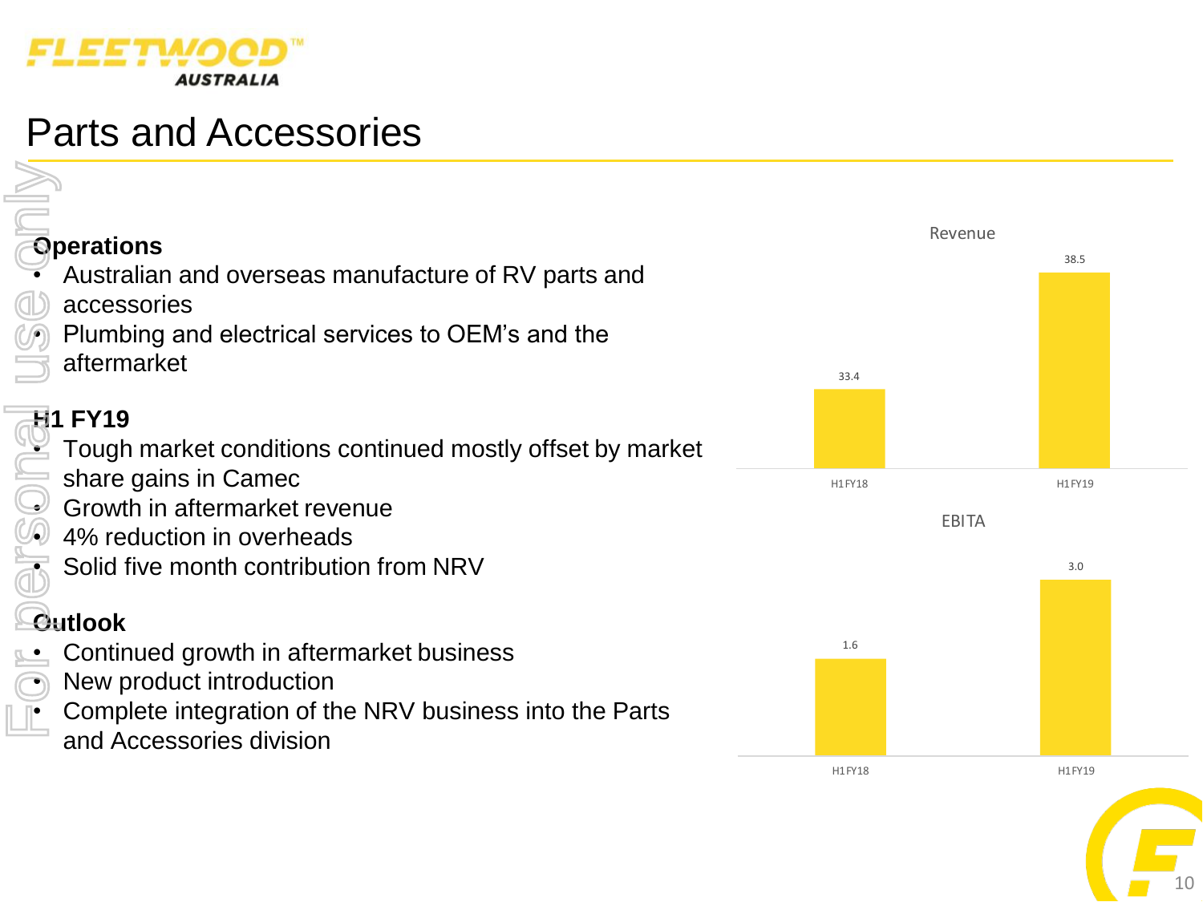# Parts and Accessories

**Operations**

- Australian and overseas manufacture of RV parts and accessories
- Plumbing and electrical services to OEM's and the aftermarket

**H1 FY19**

- Tough market conditions continued mostly offset by market share gains in Camec
- Growth in aftermarket revenue
- 4% reduction in overheads
- Solid five month contribution from NRV

**Outlook**

- Continued growth in aftermarket business
- New product introduction
- Complete integration of the NRV business into the Parts and Accessories division

**Revenue**

| | H1 FY18 | H1 FY19 |
|---|---|---|
| Revenue | 33.4 | 38.5 |

**EBITA**

| | H1 FY18 | H1 FY19 |
|---|---|---|
| EBITA | 1.6 | 3.0 |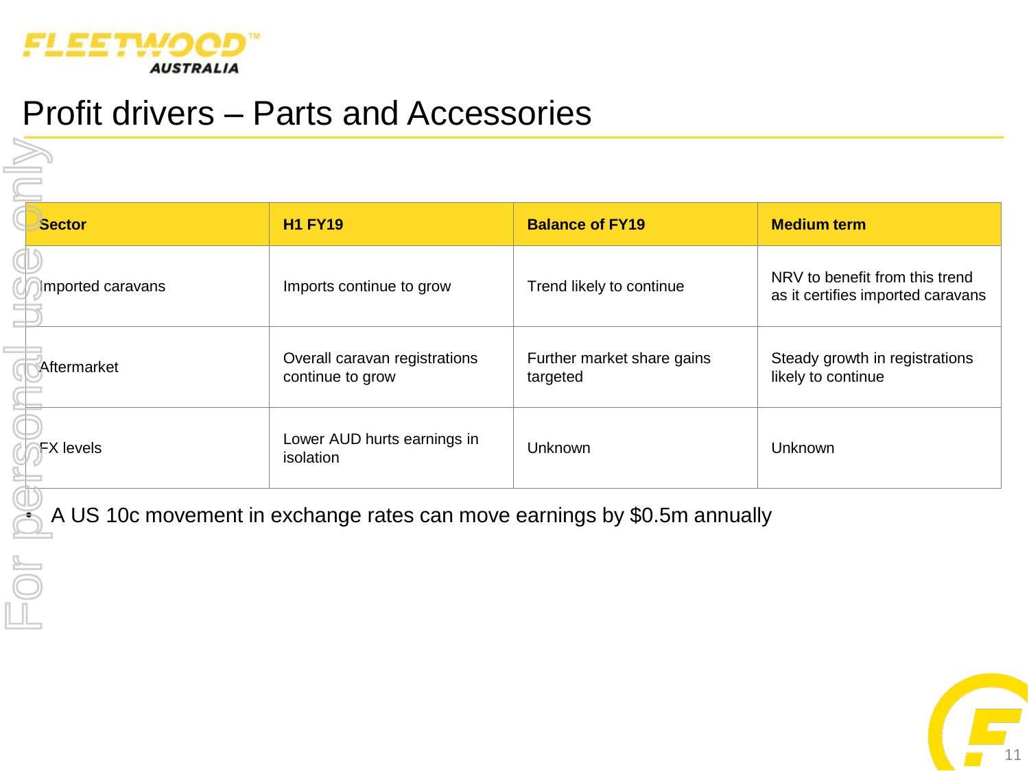# Profit drivers – Parts and Accessories

| Sector | H1 FY19 | Balance of FY19 | Medium term |
|---|---|---|---|
| Imported caravans | Imports continue to grow | Trend likely to continue | NRV to benefit from this trend as it certifies imported caravans |
| Aftermarket | Overall caravan registrations continue to grow | Further market share gains targeted | Steady growth in registrations likely to continue |
| FX levels | Lower AUD hurts earnings in isolation | Unknown | Unknown |

- A US 10c movement in exchange rates can move earnings by $0.5m annually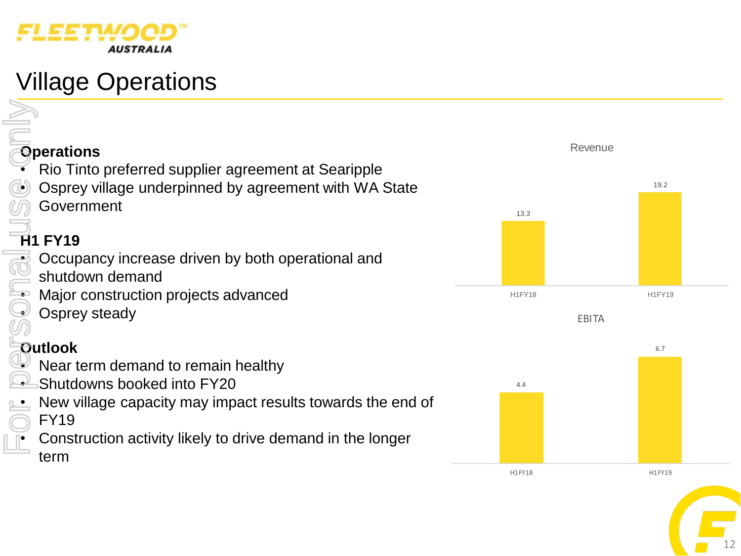# Village Operations

**Operations**

- Rio Tinto preferred supplier agreement at Searipple
- Osprey village underpinned by agreement with WA State Government

**H1 FY19**

- Occupancy increase driven by both operational and shutdown demand
- Major construction projects advanced
- Osprey steady

**Outlook**

- Near term demand to remain healthy
- Shutdowns booked into FY20
- New village capacity may impact results towards the end of FY19
- Construction activity likely to drive demand in the longer term

Revenue

| | H1FY18 | H1FY19 |
|---|---|---|
| Revenue | 13.3 | 19.2 |

EBITA

| | H1FY18 | H1FY19 |
|---|---|---|
| EBITA | 4.4 | 6.7 |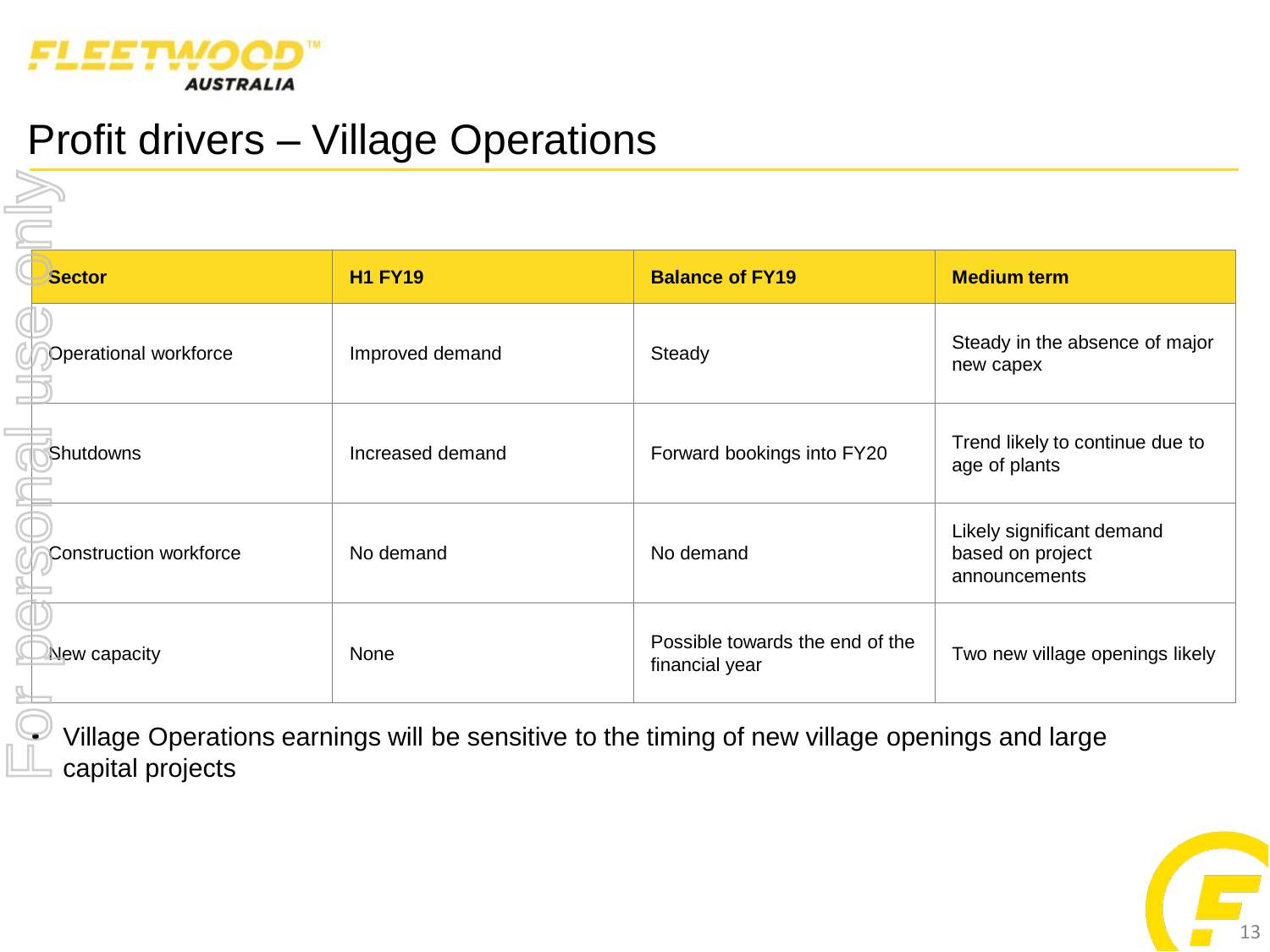# Profit drivers – Village Operations

| Sector | H1 FY19 | Balance of FY19 | Medium term |
|---|---|---|---|
| Operational workforce | Improved demand | Steady | Steady in the absence of major new capex |
| Shutdowns | Increased demand | Forward bookings into FY20 | Trend likely to continue due to age of plants |
| Construction workforce | No demand | No demand | Likely significant demand based on project announcements |
| New capacity | None | Possible towards the end of the financial year | Two new village openings likely |

- Village Operations earnings will be sensitive to the timing of new village openings and large capital projects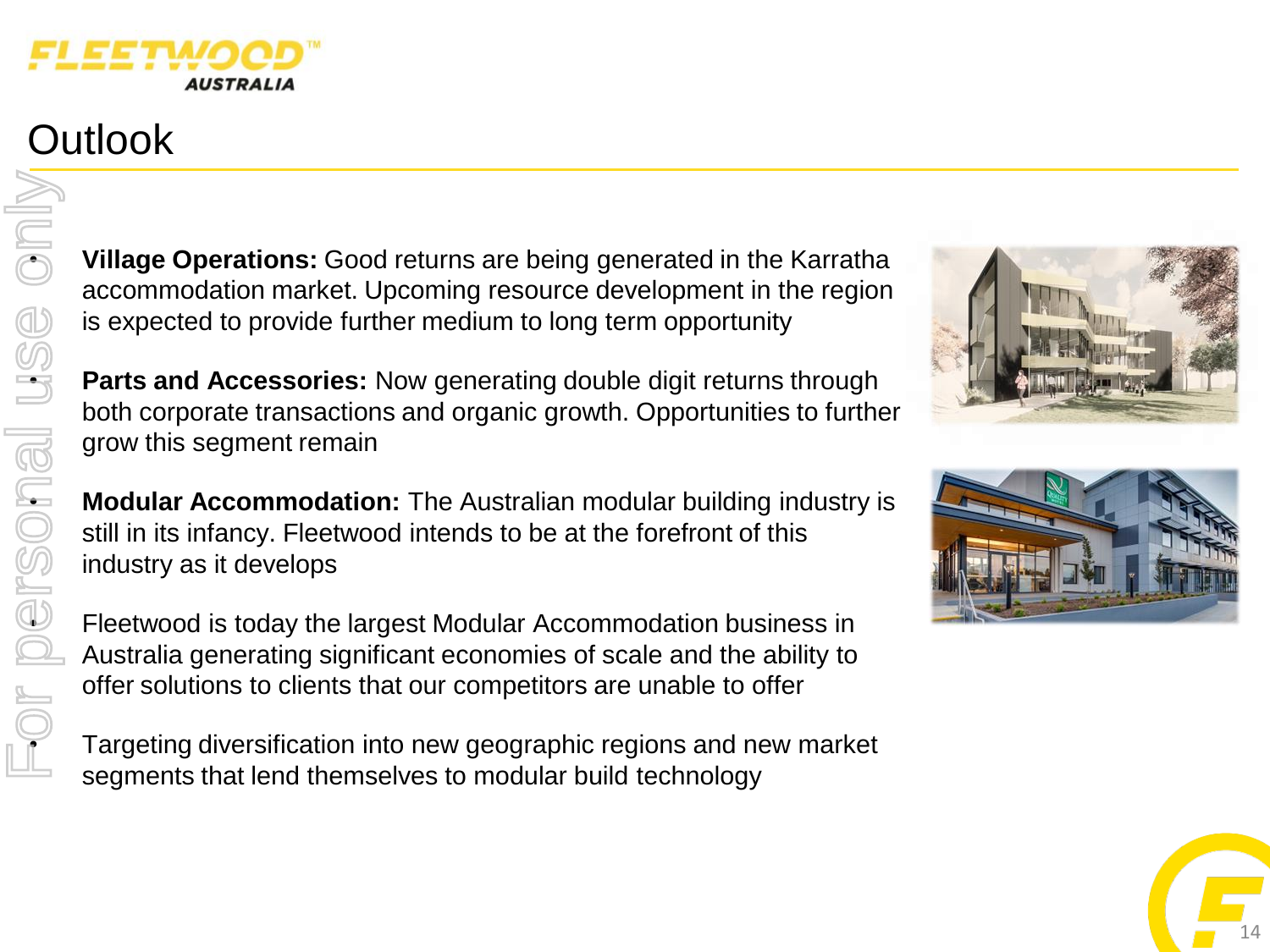# Outlook

- **Village Operations:** Good returns are being generated in the Karratha accommodation market. Upcoming resource development in the region is expected to provide further medium to long term opportunity
- **Parts and Accessories:** Now generating double digit returns through both corporate transactions and organic growth. Opportunities to further grow this segment remain
- **Modular Accommodation:** The Australian modular building industry is still in its infancy. Fleetwood intends to be at the forefront of this industry as it develops
- Fleetwood is today the largest Modular Accommodation business in Australia generating significant economies of scale and the ability to offer solutions to clients that our competitors are unable to offer
- Targeting diversification into new geographic regions and new market segments that lend themselves to modular build technology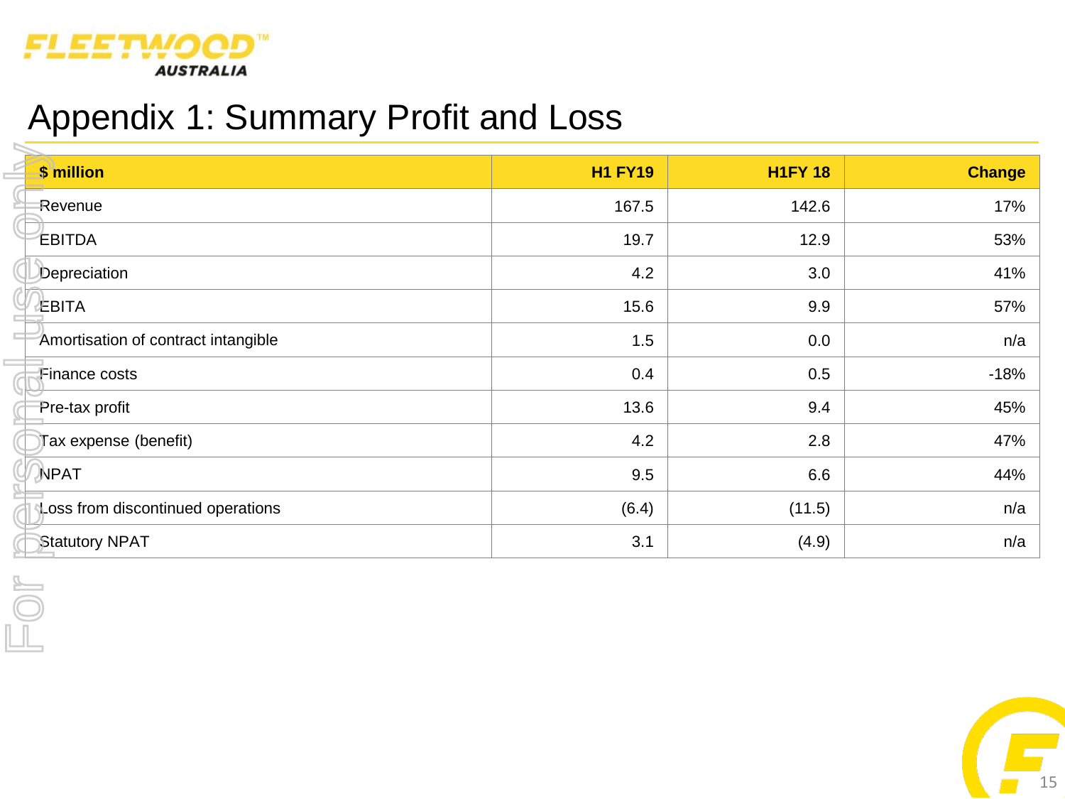# Appendix 1: Summary Profit and Loss

| $ million | H1 FY19 | H1FY 18 | Change |
|---|---|---|---|
| Revenue | 167.5 | 142.6 | 17% |
| EBITDA | 19.7 | 12.9 | 53% |
| Depreciation | 4.2 | 3.0 | 41% |
| EBITA | 15.6 | 9.9 | 57% |
| Amortisation of contract intangible | 1.5 | 0.0 | n/a |
| Finance costs | 0.4 | 0.5 | -18% |
| Pre-tax profit | 13.6 | 9.4 | 45% |
| Tax expense (benefit) | 4.2 | 2.8 | 47% |
| NPAT | 9.5 | 6.6 | 44% |
| Loss from discontinued operations | (6.4) | (11.5) | n/a |
| Statutory NPAT | 3.1 | (4.9) | n/a |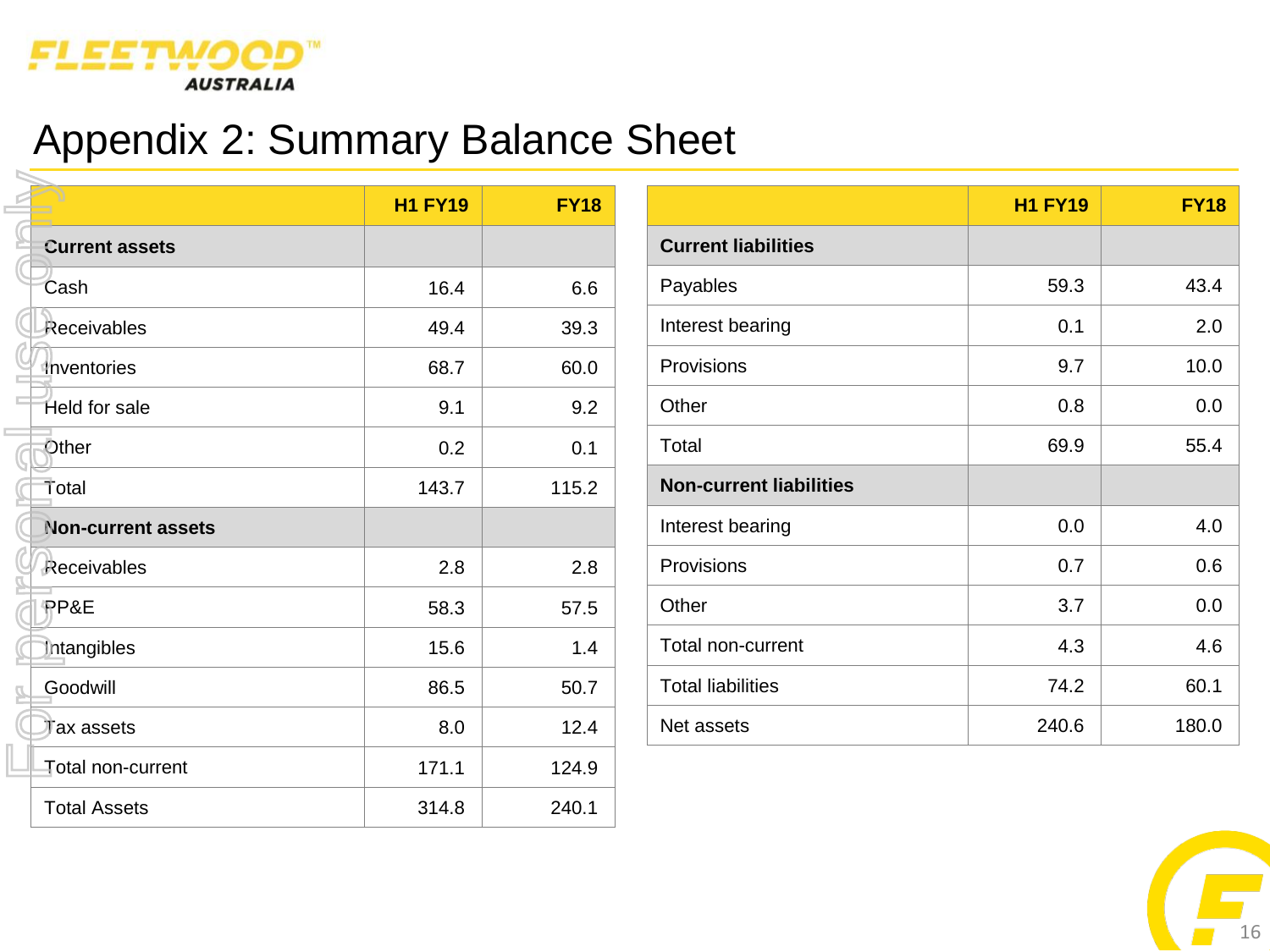# Appendix 2: Summary Balance Sheet

| | H1 FY19 | FY18 |
|---|---|---|
| **Current assets** | | |
| Cash | 16.4 | 6.6 |
| Receivables | 49.4 | 39.3 |
| Inventories | 68.7 | 60.0 |
| Held for sale | 9.1 | 9.2 |
| Other | 0.2 | 0.1 |
| Total | 143.7 | 115.2 |
| **Non-current assets** | | |
| Receivables | 2.8 | 2.8 |
| PP&E | 58.3 | 57.5 |
| Intangibles | 15.6 | 1.4 |
| Goodwill | 86.5 | 50.7 |
| Tax assets | 8.0 | 12.4 |
| Total non-current | 171.1 | 124.9 |
| Total Assets | 314.8 | 240.1 |

| | H1 FY19 | FY18 |
|---|---|---|
| **Current liabilities** | | |
| Payables | 59.3 | 43.4 |
| Interest bearing | 0.1 | 2.0 |
| Provisions | 9.7 | 10.0 |
| Other | 0.8 | 0.0 |
| Total | 69.9 | 55.4 |
| **Non-current liabilities** | | |
| Interest bearing | 0.0 | 4.0 |
| Provisions | 0.7 | 0.6 |
| Other | 3.7 | 0.0 |
| Total non-current | 4.3 | 4.6 |
| Total liabilities | 74.2 | 60.1 |
| Net assets | 240.6 | 180.0 |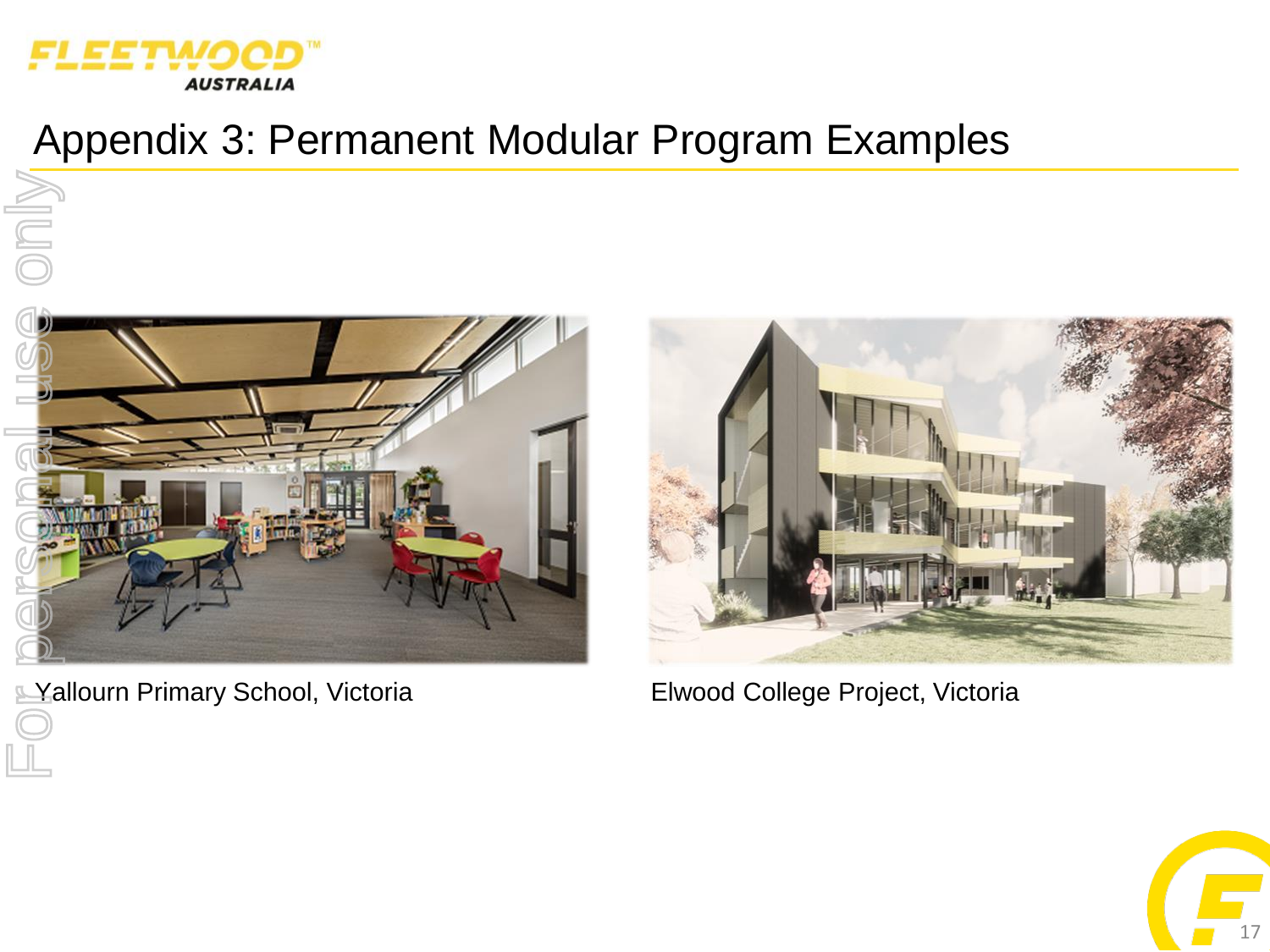# Appendix 3: Permanent Modular Program Examples

Yallourn Primary School, Victoria

Elwood College Project, Victoria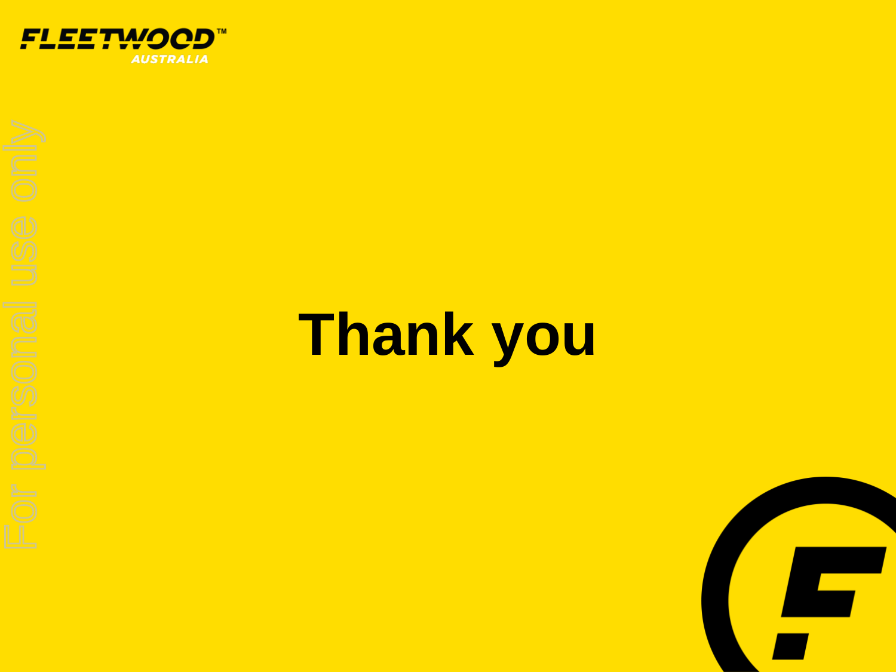# Thank you